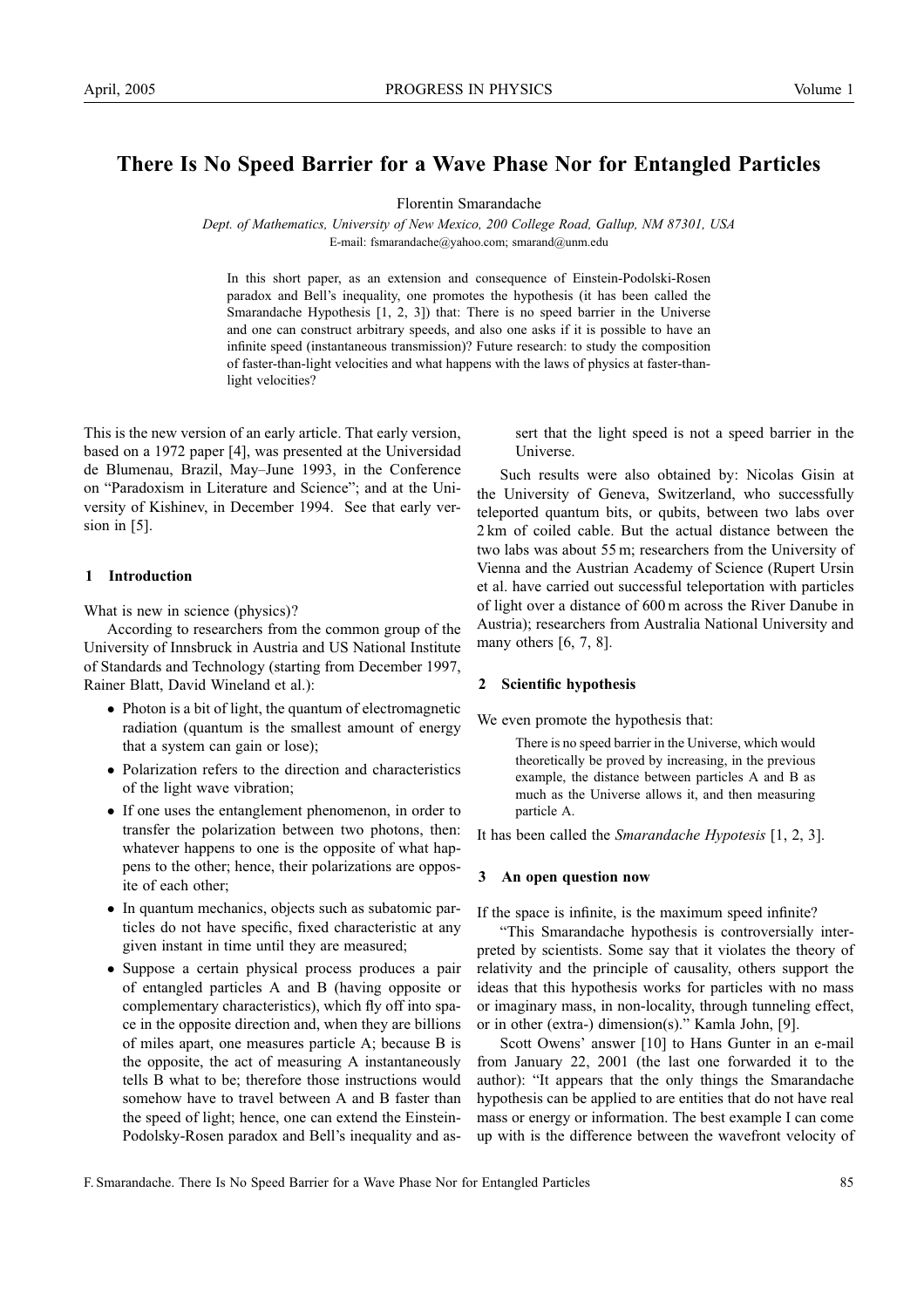# There Is No Speed Barrier for a Wave Phase Nor for Entangled Particles

Florentin Smarandache

*Dept. of Mathematics, University of New Mexico, 200 College Road, Gallup, NM 87301, USA*

E-mail: fsmarandache@yahoo.com; smarand@unm.edu

In this short paper, as an extension and consequence of Einstein-Podolski-Rosen paradox and Bell's inequality, one promotes the hypothesis (it has been called the Smarandache Hypothesis [1, 2, 3]) that: There is no speed barrier in the Universe and one can construct arbitrary speeds, and also one asks if it is possible to have an infinite speed (instantaneous transmission)? Future research: to study the composition of faster-than-light velocities and what happens with the laws of physics at faster-than-light velocities?

This is the new version of an early article. That early version, based on a 1972 paper [4], was presented at the Universidad de Blumenau, Brazil, May–June 1993, in the Conference on "Paradoxism in Literature and Science"; and at the University of Kishinev, in December 1994. See that early version in [5].

## 1 Introduction

What is new in science (physics)?

According to researchers from the common group of the University of Innsbruck in Austria and US National Institute of Standards and Technology (starting from December 1997, Rainer Blatt, David Wineland et al.):

- Photon is a bit of light, the quantum of electromagnetic radiation (quantum is the smallest amount of energy that a system can gain or lose);
- Polarization refers to the direction and characteristics of the light wave vibration;
- If one uses the entanglement phenomenon, in order to transfer the polarization between two photons, then: whatever happens to one is the opposite of what happens to the other; hence, their polarizations are opposite of each other;
- In quantum mechanics, objects such as subatomic particles do not have specific, fixed characteristic at any given instant in time until they are measured;
- Suppose a certain physical process produces a pair of entangled particles A and B (having opposite or complementary characteristics), which fly off into space in the opposite direction and, when they are billions of miles apart, one measures particle A; because B is the opposite, the act of measuring A instantaneously tells B what to be; therefore those instructions would somehow have to travel between A and B faster than the speed of light; hence, one can extend the Einstein-Podolsky-Rosen paradox and Bell's inequality and assert that the light speed is not a speed barrier in the Universe.

Such results were also obtained by: Nicolas Gisin at the University of Geneva, Switzerland, who successfully teleported quantum bits, or qubits, between two labs over 2 km of coiled cable. But the actual distance between the two labs was about 55 m; researchers from the University of Vienna and the Austrian Academy of Science (Rupert Ursin et al. have carried out successful teleportation with particles of light over a distance of 600 m across the River Danube in Austria); researchers from Australia National University and many others [6, 7, 8].

## 2 Scientific hypothesis

We even promote the hypothesis that:

> There is no speed barrier in the Universe, which would theoretically be proved by increasing, in the previous example, the distance between particles A and B as much as the Universe allows it, and then measuring particle A.

It has been called the *Smarandache Hypotesis* [1, 2, 3].

## 3 An open question now

If the space is infinite, is the maximum speed infinite?

"This Smarandache hypothesis is controversially interpreted by scientists. Some say that it violates the theory of relativity and the principle of causality, others support the ideas that this hypothesis works for particles with no mass or imaginary mass, in non-locality, through tunneling effect, or in other (extra-) dimension(s)." Kamla John, [9].

Scott Owens' answer [10] to Hans Gunter in an e-mail from January 22, 2001 (the last one forwarded it to the author): "It appears that the only things the Smarandache hypothesis can be applied to are entities that do not have real mass or energy or information. The best example I can come up with is the difference between the wavefront velocity of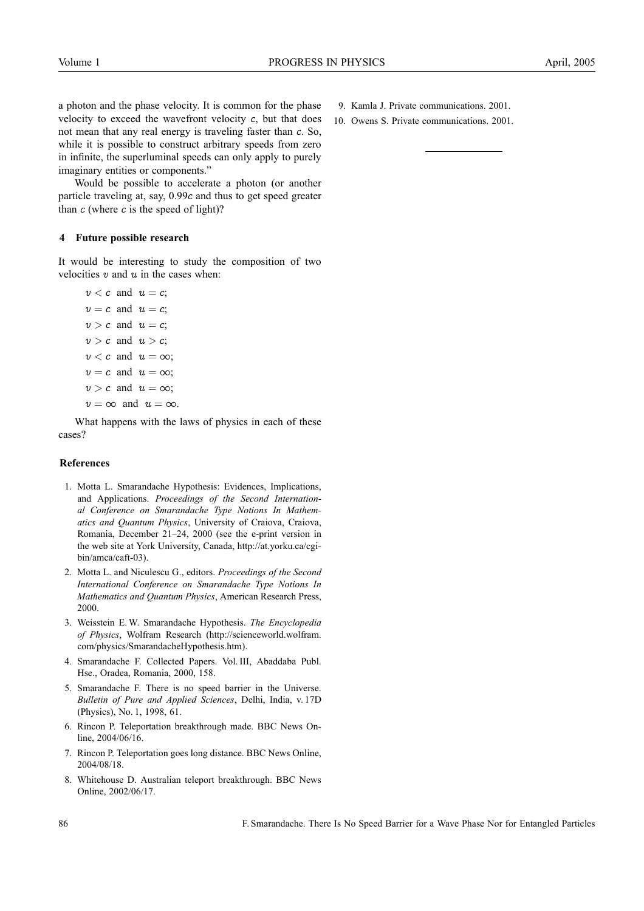a photon and the phase velocity. It is common for the phase velocity to exceed the wavefront velocity $c$, but that does not mean that any real energy is traveling faster than $c$. So, while it is possible to construct arbitrary speeds from zero in infinite, the superluminal speeds can only apply to purely imaginary entities or components."

Would be possible to accelerate a photon (or another particle traveling at, say, $0.99c$ and thus to get speed greater than $c$ (where $c$ is the speed of light)?

## 4 Future possible research

It would be interesting to study the composition of two velocities $v$ and $u$ in the cases when:

$v < c$ and $u = c$;

$v = c$ and $u = c$;

$v > c$ and $u = c$;

$v > c$ and $u > c$;

$v < c$ and $u = \infty$;

$v = c$ and $u = \infty$;

$v > c$ and $u = \infty$;

$v = \infty$ and $u = \infty$.

What happens with the laws of physics in each of these cases?

## References

1. Motta L. Smarandache Hypothesis: Evidences, Implications, and Applications. *Proceedings of the Second International Conference on Smarandache Type Notions In Mathematics and Quantum Physics*, University of Craiova, Craiova, Romania, December 21–24, 2000 (see the e-print version in the web site at York University, Canada, http://at.yorku.ca/cgi-bin/amca/caft-03).
2. Motta L. and Niculescu G., editors. *Proceedings of the Second International Conference on Smarandache Type Notions In Mathematics and Quantum Physics*, American Research Press, 2000.
3. Weisstein E. W. Smarandache Hypothesis. *The Encyclopedia of Physics*, Wolfram Research (http://scienceworld.wolfram.com/physics/SmarandacheHypothesis.htm).
4. Smarandache F. Collected Papers. Vol. III, Abaddaba Publ. Hse., Oradea, Romania, 2000, 158.
5. Smarandache F. There is no speed barrier in the Universe. *Bulletin of Pure and Applied Sciences*, Delhi, India, v. 17D (Physics), No. 1, 1998, 61.
6. Rincon P. Teleportation breakthrough made. BBC News Online, 2004/06/16.
7. Rincon P. Teleportation goes long distance. BBC News Online, 2004/08/18.
8. Whitehouse D. Australian teleport breakthrough. BBC News Online, 2002/06/17.
9. Kamla J. Private communications. 2001.
10. Owens S. Private communications. 2001.